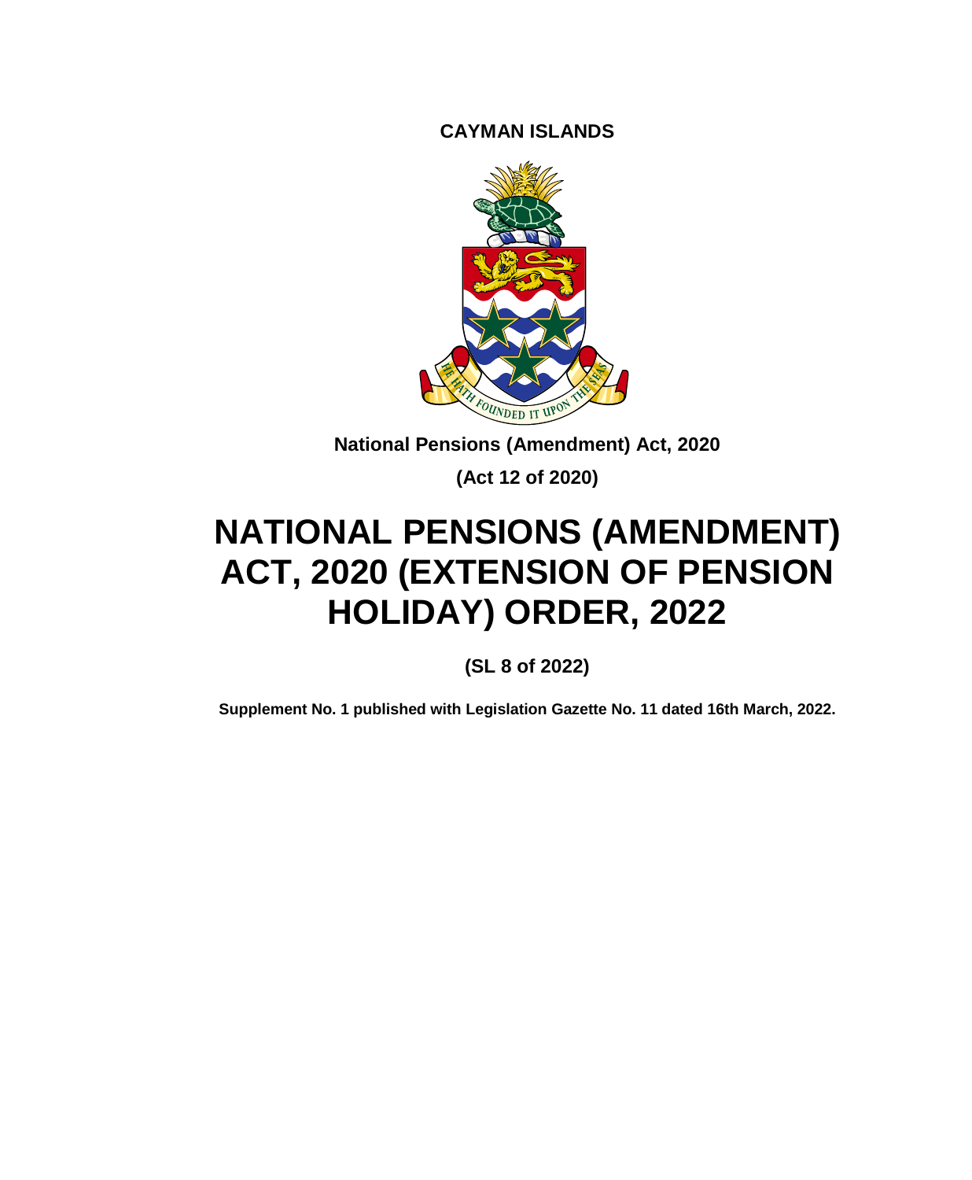**CAYMAN ISLANDS**

**National Pensions (Amendment) Act, 2020**

**(Act 12 of 2020)**

# NATIONAL PENSIONS (AMENDMENT) ACT, 2020 (EXTENSION OF PENSION HOLIDAY) ORDER, 2022

**(SL 8 of 2022)**

**Supplement No. 1 published with Legislation Gazette No. 11 dated 16th March, 2022.**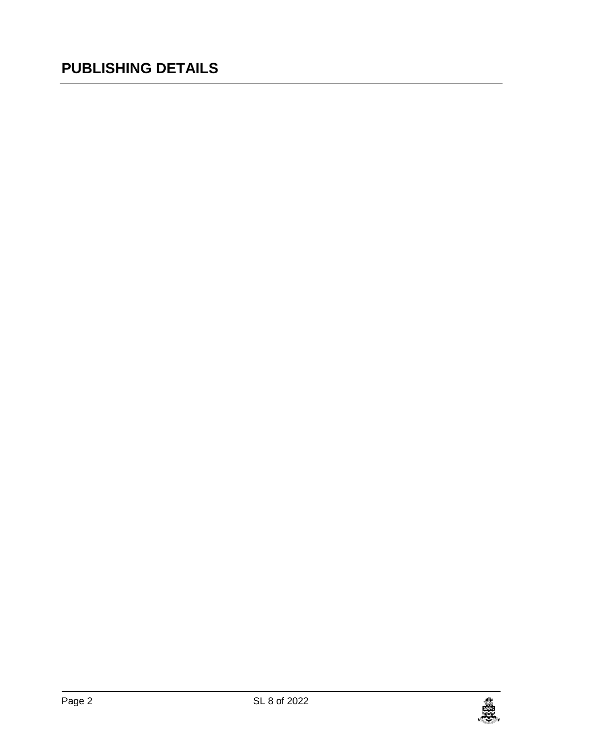# PUBLISHING DETAILS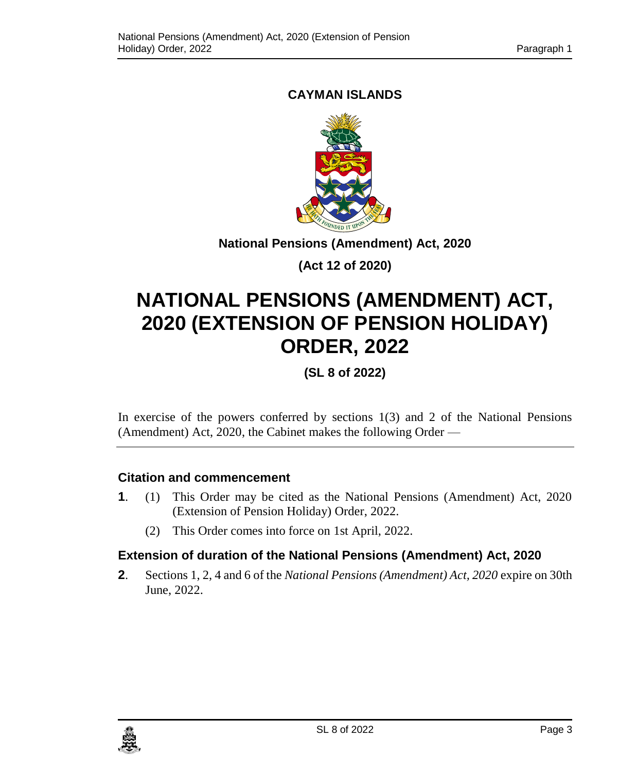**CAYMAN ISLANDS**

**National Pensions (Amendment) Act, 2020**

**(Act 12 of 2020)**

# NATIONAL PENSIONS (AMENDMENT) ACT, 2020 (EXTENSION OF PENSION HOLIDAY) ORDER, 2022

**(SL 8 of 2022)**

In exercise of the powers conferred by sections 1(3) and 2 of the National Pensions (Amendment) Act, 2020, the Cabinet makes the following Order —

### Citation and commencement

**1**. (1) This Order may be cited as the National Pensions (Amendment) Act, 2020 (Extension of Pension Holiday) Order, 2022.

(2) This Order comes into force on 1st April, 2022.

### Extension of duration of the National Pensions (Amendment) Act, 2020

**2**. Sections 1, 2, 4 and 6 of the *National Pensions (Amendment) Act, 2020* expire on 30th June, 2022.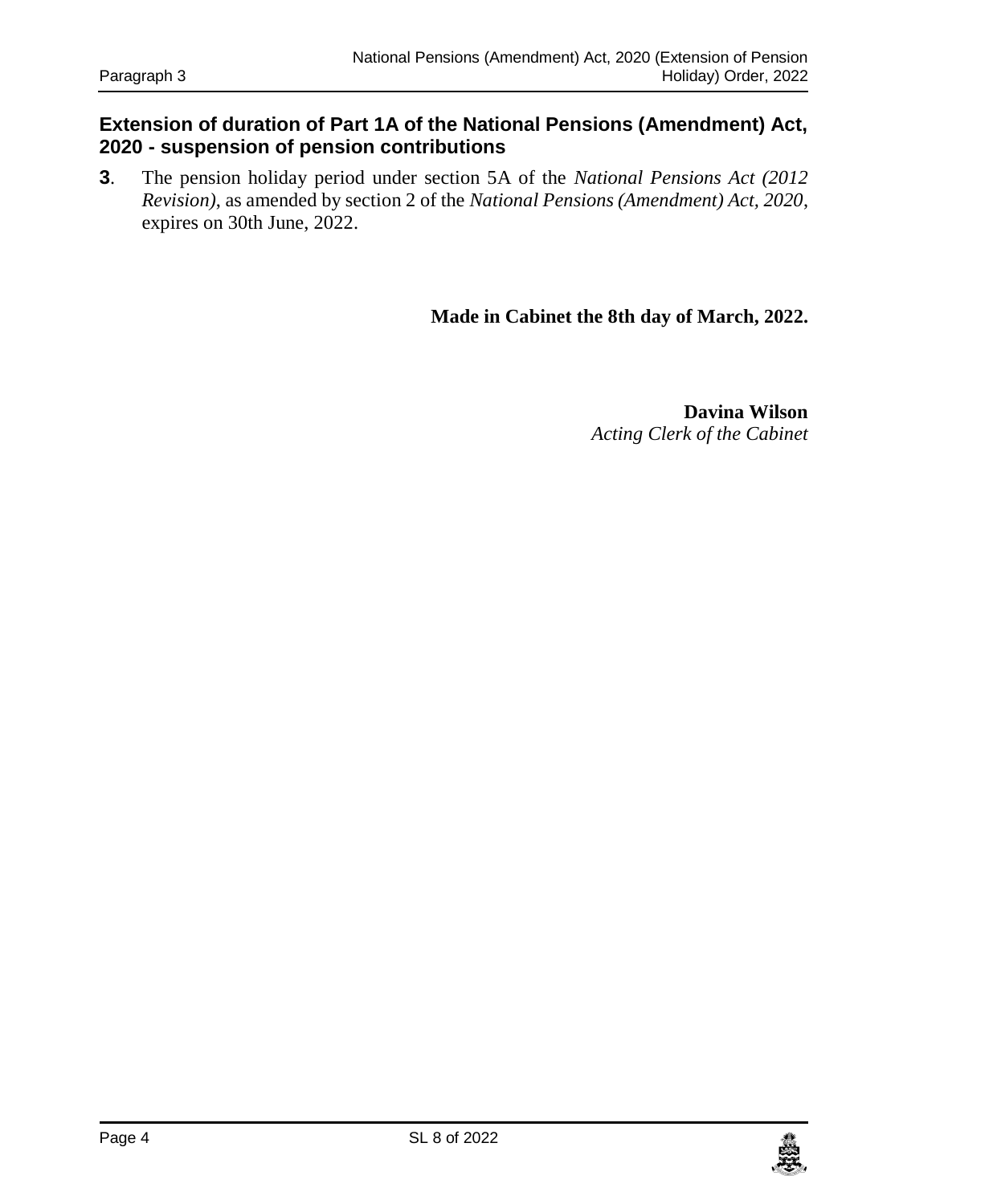### Extension of duration of Part 1A of the National Pensions (Amendment) Act, 2020 - suspension of pension contributions

**3**. The pension holiday period under section 5A of the *National Pensions Act (2012 Revision)*, as amended by section 2 of the *National Pensions (Amendment) Act, 2020*, expires on 30th June, 2022.

**Made in Cabinet the 8th day of March, 2022.**

**Davina Wilson**
*Acting Clerk of the Cabinet*